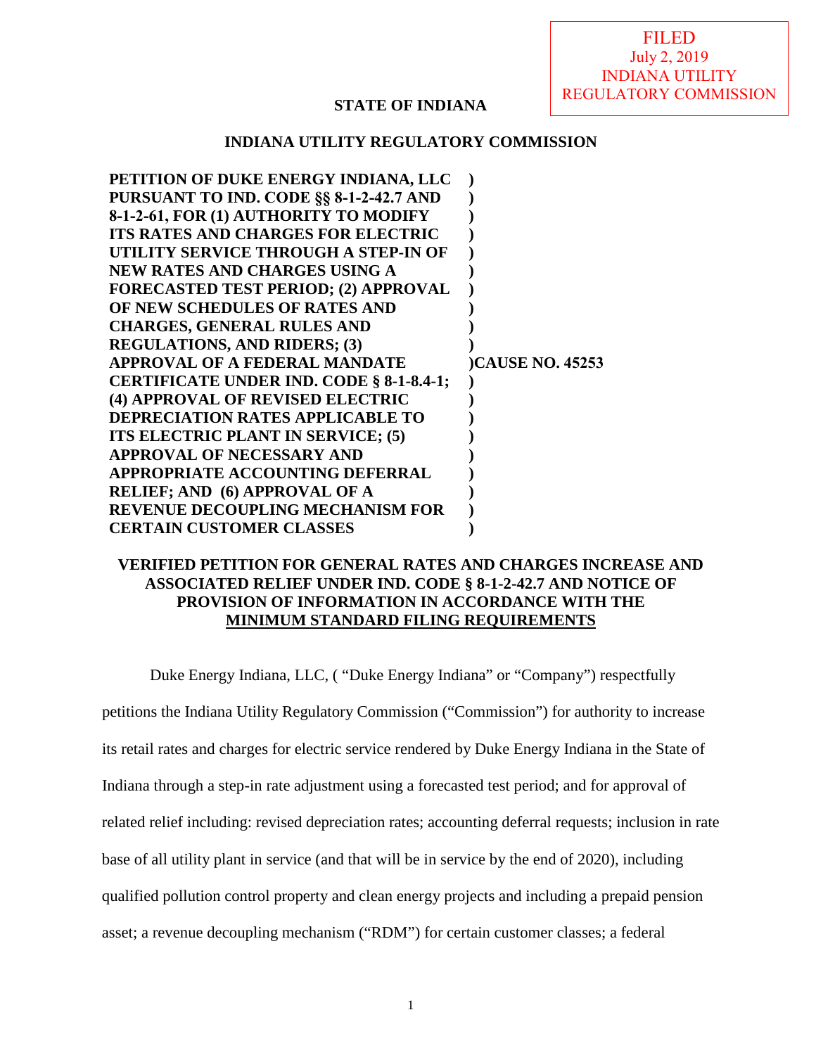FILED
July 2, 2019
INDIANA UTILITY
REGULATORY COMMISSION

**STATE OF INDIANA**

**INDIANA UTILITY REGULATORY COMMISSION**

| | |
|---|---|
| **PETITION OF DUKE ENERGY INDIANA, LLC PURSUANT TO IND. CODE §§ 8-1-2-42.7 AND 8-1-2-61, FOR (1) AUTHORITY TO MODIFY ITS RATES AND CHARGES FOR ELECTRIC UTILITY SERVICE THROUGH A STEP-IN OF NEW RATES AND CHARGES USING A FORECASTED TEST PERIOD; (2) APPROVAL OF NEW SCHEDULES OF RATES AND CHARGES, GENERAL RULES AND REGULATIONS, AND RIDERS; (3) APPROVAL OF A FEDERAL MANDATE CERTIFICATE UNDER IND. CODE § 8-1-8.4-1; (4) APPROVAL OF REVISED ELECTRIC DEPRECIATION RATES APPLICABLE TO ITS ELECTRIC PLANT IN SERVICE; (5) APPROVAL OF NECESSARY AND APPROPRIATE ACCOUNTING DEFERRAL RELIEF; AND (6) APPROVAL OF A REVENUE DECOUPLING MECHANISM FOR CERTAIN CUSTOMER CLASSES** | **) CAUSE NO. 45253** |

**VERIFIED PETITION FOR GENERAL RATES AND CHARGES INCREASE AND ASSOCIATED RELIEF UNDER IND. CODE § 8-1-2-42.7 AND NOTICE OF PROVISION OF INFORMATION IN ACCORDANCE WITH THE <u>MINIMUM STANDARD FILING REQUIREMENTS</u>**

Duke Energy Indiana, LLC, ( "Duke Energy Indiana" or "Company") respectfully petitions the Indiana Utility Regulatory Commission ("Commission") for authority to increase its retail rates and charges for electric service rendered by Duke Energy Indiana in the State of Indiana through a step-in rate adjustment using a forecasted test period; and for approval of related relief including: revised depreciation rates; accounting deferral requests; inclusion in rate base of all utility plant in service (and that will be in service by the end of 2020), including qualified pollution control property and clean energy projects and including a prepaid pension asset; a revenue decoupling mechanism ("RDM") for certain customer classes; a federal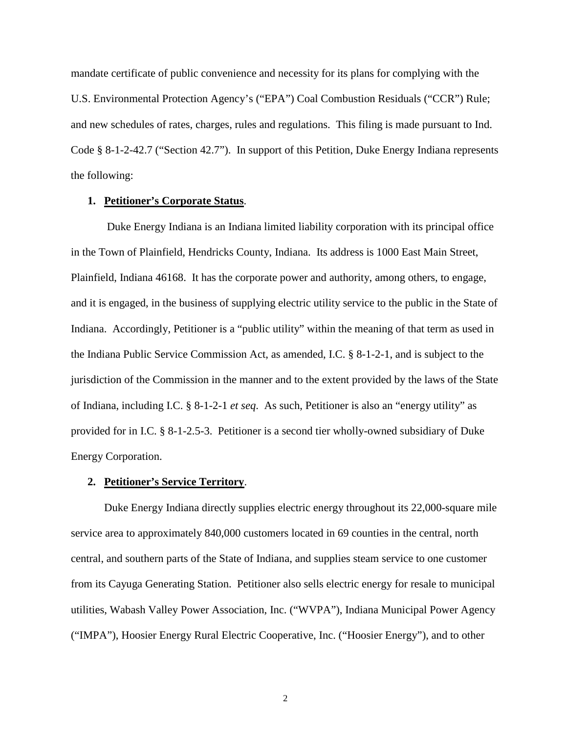mandate certificate of public convenience and necessity for its plans for complying with the U.S. Environmental Protection Agency's ("EPA") Coal Combustion Residuals ("CCR") Rule; and new schedules of rates, charges, rules and regulations. This filing is made pursuant to Ind. Code § 8-1-2-42.7 ("Section 42.7"). In support of this Petition, Duke Energy Indiana represents the following:

**1. Petitioner's Corporate Status.**

Duke Energy Indiana is an Indiana limited liability corporation with its principal office in the Town of Plainfield, Hendricks County, Indiana. Its address is 1000 East Main Street, Plainfield, Indiana 46168. It has the corporate power and authority, among others, to engage, and it is engaged, in the business of supplying electric utility service to the public in the State of Indiana. Accordingly, Petitioner is a "public utility" within the meaning of that term as used in the Indiana Public Service Commission Act, as amended, I.C. § 8-1-2-1, and is subject to the jurisdiction of the Commission in the manner and to the extent provided by the laws of the State of Indiana, including I.C. § 8-1-2-1 *et seq*. As such, Petitioner is also an "energy utility" as provided for in I.C. § 8-1-2.5-3. Petitioner is a second tier wholly-owned subsidiary of Duke Energy Corporation.

**2. Petitioner's Service Territory.**

Duke Energy Indiana directly supplies electric energy throughout its 22,000-square mile service area to approximately 840,000 customers located in 69 counties in the central, north central, and southern parts of the State of Indiana, and supplies steam service to one customer from its Cayuga Generating Station. Petitioner also sells electric energy for resale to municipal utilities, Wabash Valley Power Association, Inc. ("WVPA"), Indiana Municipal Power Agency ("IMPA"), Hoosier Energy Rural Electric Cooperative, Inc. ("Hoosier Energy"), and to other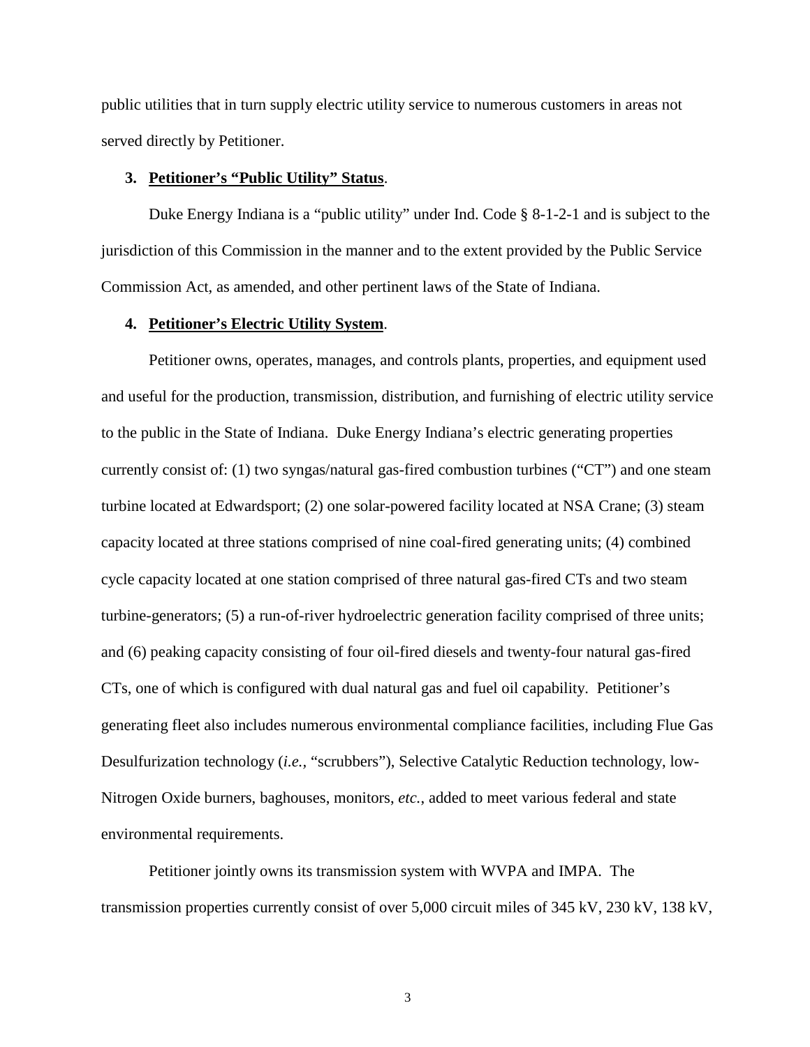public utilities that in turn supply electric utility service to numerous customers in areas not served directly by Petitioner.

**3. Petitioner's "Public Utility" Status**.

Duke Energy Indiana is a "public utility" under Ind. Code § 8-1-2-1 and is subject to the jurisdiction of this Commission in the manner and to the extent provided by the Public Service Commission Act, as amended, and other pertinent laws of the State of Indiana.

**4. Petitioner's Electric Utility System**.

Petitioner owns, operates, manages, and controls plants, properties, and equipment used and useful for the production, transmission, distribution, and furnishing of electric utility service to the public in the State of Indiana. Duke Energy Indiana's electric generating properties currently consist of: (1) two syngas/natural gas-fired combustion turbines ("CT") and one steam turbine located at Edwardsport; (2) one solar-powered facility located at NSA Crane; (3) steam capacity located at three stations comprised of nine coal-fired generating units; (4) combined cycle capacity located at one station comprised of three natural gas-fired CTs and two steam turbine-generators; (5) a run-of-river hydroelectric generation facility comprised of three units; and (6) peaking capacity consisting of four oil-fired diesels and twenty-four natural gas-fired CTs, one of which is configured with dual natural gas and fuel oil capability. Petitioner's generating fleet also includes numerous environmental compliance facilities, including Flue Gas Desulfurization technology (*i.e.*, "scrubbers"), Selective Catalytic Reduction technology, low-Nitrogen Oxide burners, baghouses, monitors, *etc.*, added to meet various federal and state environmental requirements.

Petitioner jointly owns its transmission system with WVPA and IMPA. The transmission properties currently consist of over 5,000 circuit miles of 345 kV, 230 kV, 138 kV,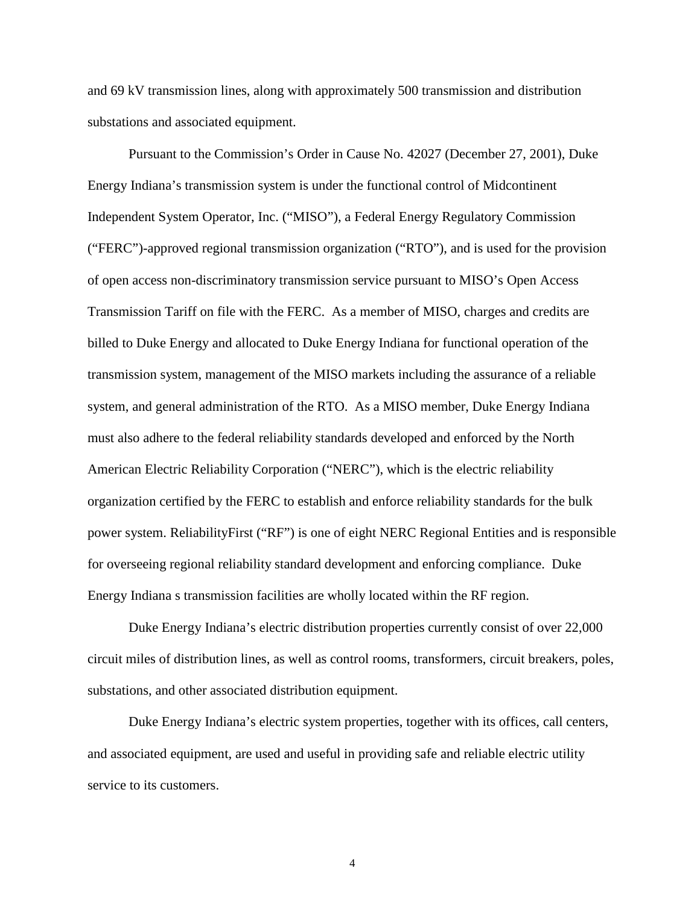and 69 kV transmission lines, along with approximately 500 transmission and distribution substations and associated equipment.

Pursuant to the Commission's Order in Cause No. 42027 (December 27, 2001), Duke Energy Indiana's transmission system is under the functional control of Midcontinent Independent System Operator, Inc. ("MISO"), a Federal Energy Regulatory Commission ("FERC")-approved regional transmission organization ("RTO"), and is used for the provision of open access non-discriminatory transmission service pursuant to MISO's Open Access Transmission Tariff on file with the FERC. As a member of MISO, charges and credits are billed to Duke Energy and allocated to Duke Energy Indiana for functional operation of the transmission system, management of the MISO markets including the assurance of a reliable system, and general administration of the RTO. As a MISO member, Duke Energy Indiana must also adhere to the federal reliability standards developed and enforced by the North American Electric Reliability Corporation ("NERC"), which is the electric reliability organization certified by the FERC to establish and enforce reliability standards for the bulk power system. ReliabilityFirst ("RF") is one of eight NERC Regional Entities and is responsible for overseeing regional reliability standard development and enforcing compliance. Duke Energy Indiana s transmission facilities are wholly located within the RF region.

Duke Energy Indiana's electric distribution properties currently consist of over 22,000 circuit miles of distribution lines, as well as control rooms, transformers, circuit breakers, poles, substations, and other associated distribution equipment.

Duke Energy Indiana's electric system properties, together with its offices, call centers, and associated equipment, are used and useful in providing safe and reliable electric utility service to its customers.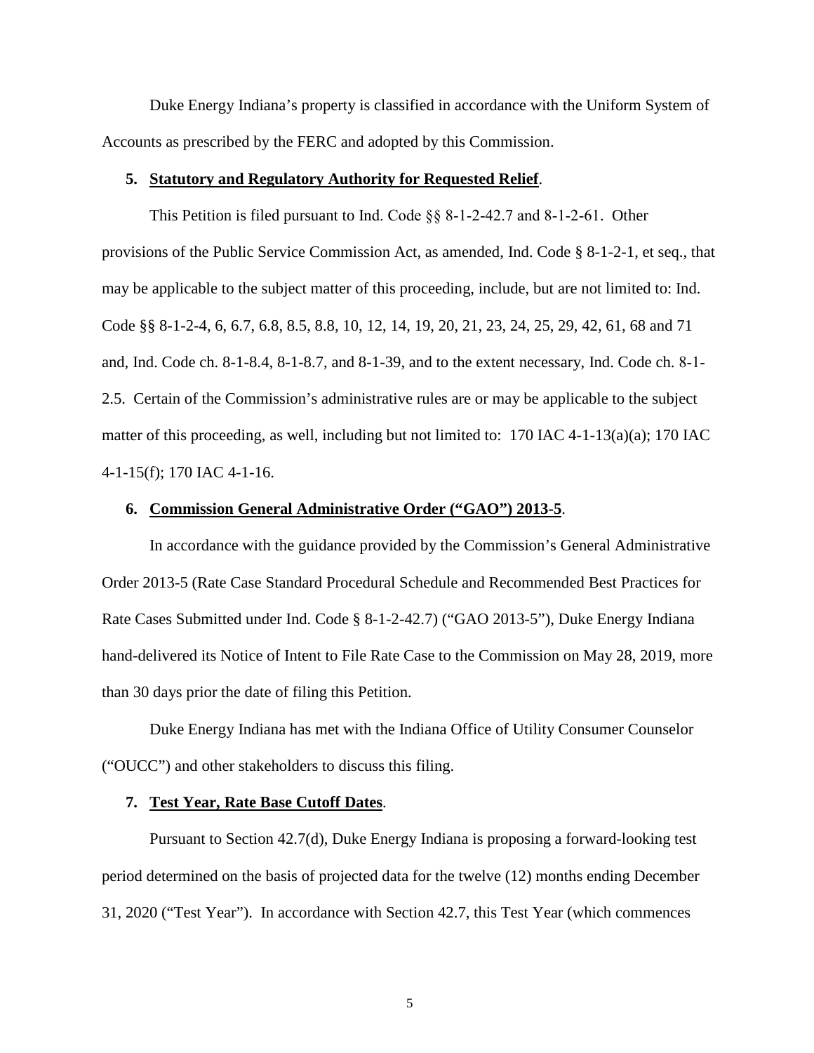Duke Energy Indiana's property is classified in accordance with the Uniform System of Accounts as prescribed by the FERC and adopted by this Commission.

**5. <u>Statutory and Regulatory Authority for Requested Relief</u>.**

This Petition is filed pursuant to Ind. Code §§ 8-1-2-42.7 and 8-1-2-61. Other provisions of the Public Service Commission Act, as amended, Ind. Code § 8-1-2-1, et seq., that may be applicable to the subject matter of this proceeding, include, but are not limited to: Ind. Code §§ 8-1-2-4, 6, 6.7, 6.8, 8.5, 8.8, 10, 12, 14, 19, 20, 21, 23, 24, 25, 29, 42, 61, 68 and 71 and, Ind. Code ch. 8-1-8.4, 8-1-8.7, and 8-1-39, and to the extent necessary, Ind. Code ch. 8-1-2.5. Certain of the Commission's administrative rules are or may be applicable to the subject matter of this proceeding, as well, including but not limited to: 170 IAC 4-1-13(a)(a); 170 IAC 4-1-15(f); 170 IAC 4-1-16.

**6. <u>Commission General Administrative Order ("GAO") 2013-5</u>.**

In accordance with the guidance provided by the Commission's General Administrative Order 2013-5 (Rate Case Standard Procedural Schedule and Recommended Best Practices for Rate Cases Submitted under Ind. Code § 8-1-2-42.7) ("GAO 2013-5"), Duke Energy Indiana hand-delivered its Notice of Intent to File Rate Case to the Commission on May 28, 2019, more than 30 days prior the date of filing this Petition.

Duke Energy Indiana has met with the Indiana Office of Utility Consumer Counselor ("OUCC") and other stakeholders to discuss this filing.

**7. <u>Test Year, Rate Base Cutoff Dates</u>.**

Pursuant to Section 42.7(d), Duke Energy Indiana is proposing a forward-looking test period determined on the basis of projected data for the twelve (12) months ending December 31, 2020 ("Test Year"). In accordance with Section 42.7, this Test Year (which commences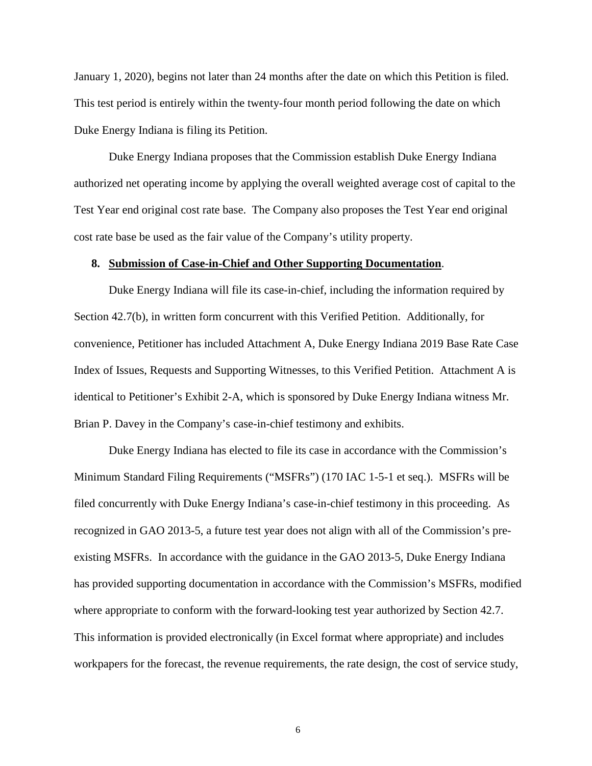January 1, 2020), begins not later than 24 months after the date on which this Petition is filed. This test period is entirely within the twenty-four month period following the date on which Duke Energy Indiana is filing its Petition.

Duke Energy Indiana proposes that the Commission establish Duke Energy Indiana authorized net operating income by applying the overall weighted average cost of capital to the Test Year end original cost rate base. The Company also proposes the Test Year end original cost rate base be used as the fair value of the Company's utility property.

**8. Submission of Case-in-Chief and Other Supporting Documentation.**

Duke Energy Indiana will file its case-in-chief, including the information required by Section 42.7(b), in written form concurrent with this Verified Petition. Additionally, for convenience, Petitioner has included Attachment A, Duke Energy Indiana 2019 Base Rate Case Index of Issues, Requests and Supporting Witnesses, to this Verified Petition. Attachment A is identical to Petitioner's Exhibit 2-A, which is sponsored by Duke Energy Indiana witness Mr. Brian P. Davey in the Company's case-in-chief testimony and exhibits.

Duke Energy Indiana has elected to file its case in accordance with the Commission's Minimum Standard Filing Requirements ("MSFRs") (170 IAC 1-5-1 et seq.). MSFRs will be filed concurrently with Duke Energy Indiana's case-in-chief testimony in this proceeding. As recognized in GAO 2013-5, a future test year does not align with all of the Commission's pre-existing MSFRs. In accordance with the guidance in the GAO 2013-5, Duke Energy Indiana has provided supporting documentation in accordance with the Commission's MSFRs, modified where appropriate to conform with the forward-looking test year authorized by Section 42.7. This information is provided electronically (in Excel format where appropriate) and includes workpapers for the forecast, the revenue requirements, the rate design, the cost of service study,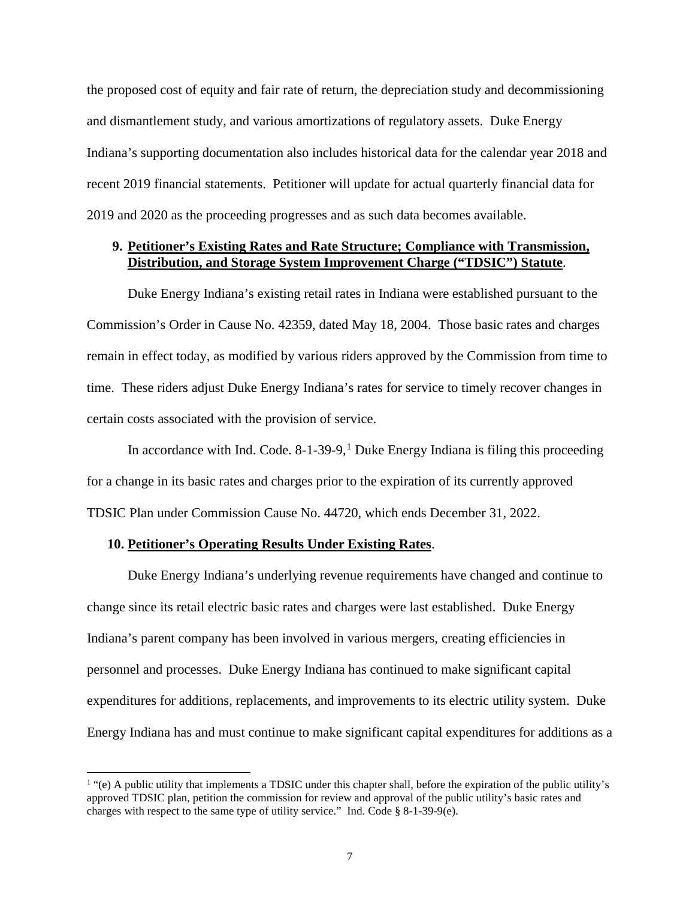the proposed cost of equity and fair rate of return, the depreciation study and decommissioning and dismantlement study, and various amortizations of regulatory assets. Duke Energy Indiana's supporting documentation also includes historical data for the calendar year 2018 and recent 2019 financial statements. Petitioner will update for actual quarterly financial data for 2019 and 2020 as the proceeding progresses and as such data becomes available.

**9. Petitioner's Existing Rates and Rate Structure; Compliance with Transmission, Distribution, and Storage System Improvement Charge ("TDSIC") Statute**.

Duke Energy Indiana's existing retail rates in Indiana were established pursuant to the Commission's Order in Cause No. 42359, dated May 18, 2004. Those basic rates and charges remain in effect today, as modified by various riders approved by the Commission from time to time. These riders adjust Duke Energy Indiana's rates for service to timely recover changes in certain costs associated with the provision of service.

In accordance with Ind. Code. 8-1-39-9,[1] Duke Energy Indiana is filing this proceeding for a change in its basic rates and charges prior to the expiration of its currently approved TDSIC Plan under Commission Cause No. 44720, which ends December 31, 2022.

**10. Petitioner's Operating Results Under Existing Rates**.

Duke Energy Indiana's underlying revenue requirements have changed and continue to change since its retail electric basic rates and charges were last established. Duke Energy Indiana's parent company has been involved in various mergers, creating efficiencies in personnel and processes. Duke Energy Indiana has continued to make significant capital expenditures for additions, replacements, and improvements to its electric utility system. Duke Energy Indiana has and must continue to make significant capital expenditures for additions as a

[1] "(e) A public utility that implements a TDSIC under this chapter shall, before the expiration of the public utility's approved TDSIC plan, petition the commission for review and approval of the public utility's basic rates and charges with respect to the same type of utility service." Ind. Code § 8-1-39-9(e).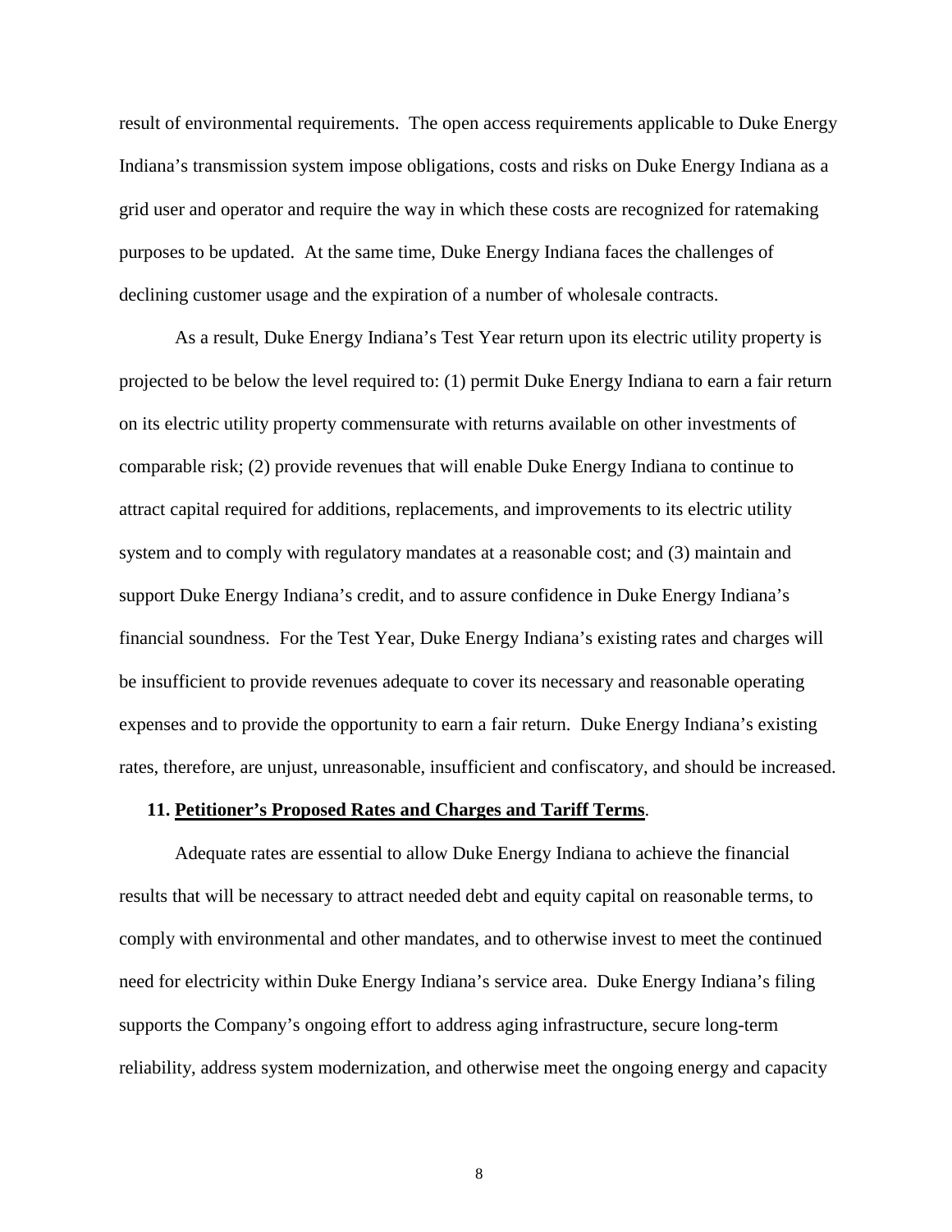result of environmental requirements. The open access requirements applicable to Duke Energy Indiana's transmission system impose obligations, costs and risks on Duke Energy Indiana as a grid user and operator and require the way in which these costs are recognized for ratemaking purposes to be updated. At the same time, Duke Energy Indiana faces the challenges of declining customer usage and the expiration of a number of wholesale contracts.

As a result, Duke Energy Indiana's Test Year return upon its electric utility property is projected to be below the level required to: (1) permit Duke Energy Indiana to earn a fair return on its electric utility property commensurate with returns available on other investments of comparable risk; (2) provide revenues that will enable Duke Energy Indiana to continue to attract capital required for additions, replacements, and improvements to its electric utility system and to comply with regulatory mandates at a reasonable cost; and (3) maintain and support Duke Energy Indiana's credit, and to assure confidence in Duke Energy Indiana's financial soundness. For the Test Year, Duke Energy Indiana's existing rates and charges will be insufficient to provide revenues adequate to cover its necessary and reasonable operating expenses and to provide the opportunity to earn a fair return. Duke Energy Indiana's existing rates, therefore, are unjust, unreasonable, insufficient and confiscatory, and should be increased.

**11. Petitioner's Proposed Rates and Charges and Tariff Terms.**

Adequate rates are essential to allow Duke Energy Indiana to achieve the financial results that will be necessary to attract needed debt and equity capital on reasonable terms, to comply with environmental and other mandates, and to otherwise invest to meet the continued need for electricity within Duke Energy Indiana's service area. Duke Energy Indiana's filing supports the Company's ongoing effort to address aging infrastructure, secure long-term reliability, address system modernization, and otherwise meet the ongoing energy and capacity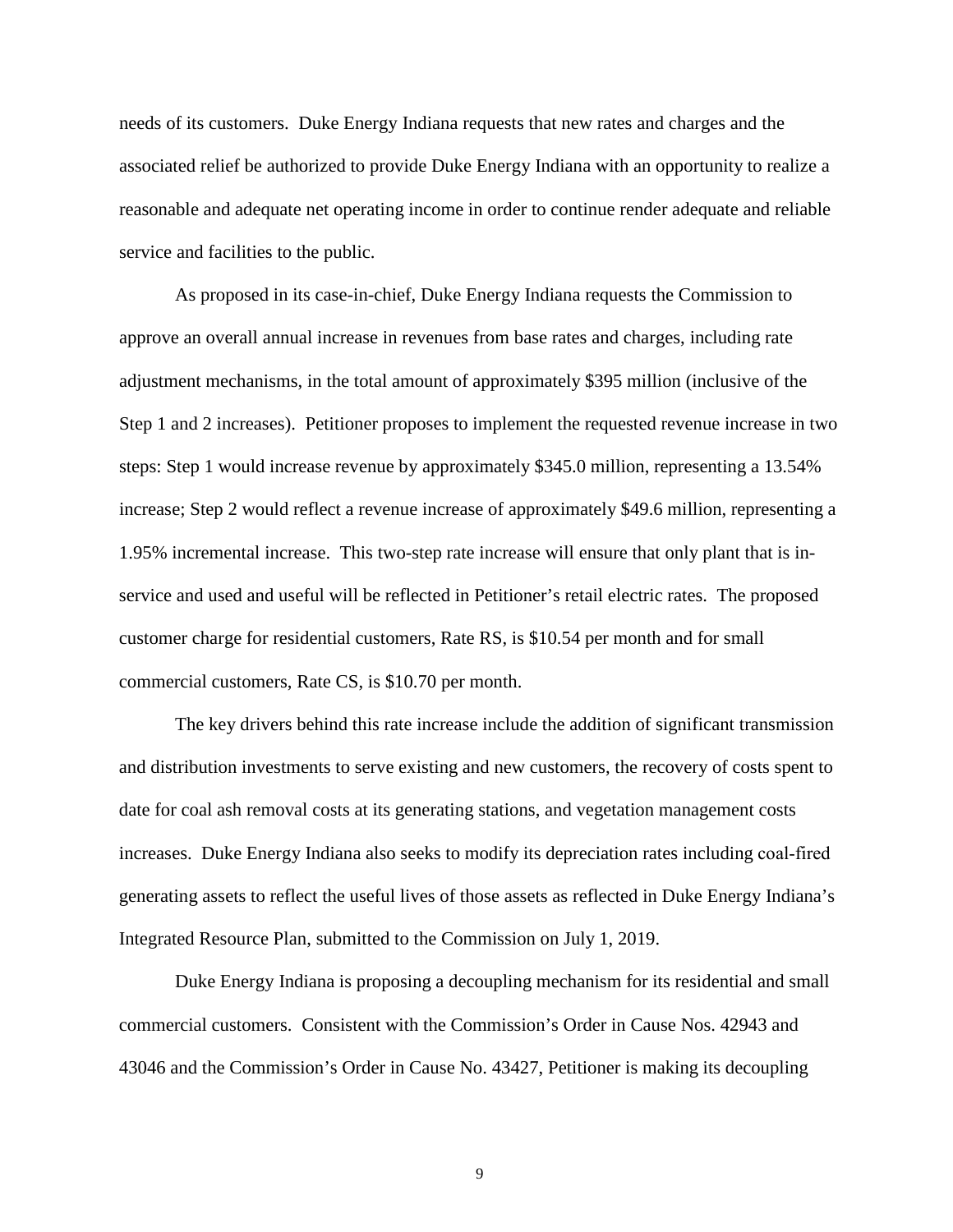needs of its customers. Duke Energy Indiana requests that new rates and charges and the associated relief be authorized to provide Duke Energy Indiana with an opportunity to realize a reasonable and adequate net operating income in order to continue render adequate and reliable service and facilities to the public.

As proposed in its case-in-chief, Duke Energy Indiana requests the Commission to approve an overall annual increase in revenues from base rates and charges, including rate adjustment mechanisms, in the total amount of approximately $395 million (inclusive of the Step 1 and 2 increases). Petitioner proposes to implement the requested revenue increase in two steps: Step 1 would increase revenue by approximately $345.0 million, representing a 13.54% increase; Step 2 would reflect a revenue increase of approximately $49.6 million, representing a 1.95% incremental increase. This two-step rate increase will ensure that only plant that is in-service and used and useful will be reflected in Petitioner's retail electric rates. The proposed customer charge for residential customers, Rate RS, is $10.54 per month and for small commercial customers, Rate CS, is $10.70 per month.

The key drivers behind this rate increase include the addition of significant transmission and distribution investments to serve existing and new customers, the recovery of costs spent to date for coal ash removal costs at its generating stations, and vegetation management costs increases. Duke Energy Indiana also seeks to modify its depreciation rates including coal-fired generating assets to reflect the useful lives of those assets as reflected in Duke Energy Indiana's Integrated Resource Plan, submitted to the Commission on July 1, 2019.

Duke Energy Indiana is proposing a decoupling mechanism for its residential and small commercial customers. Consistent with the Commission's Order in Cause Nos. 42943 and 43046 and the Commission's Order in Cause No. 43427, Petitioner is making its decoupling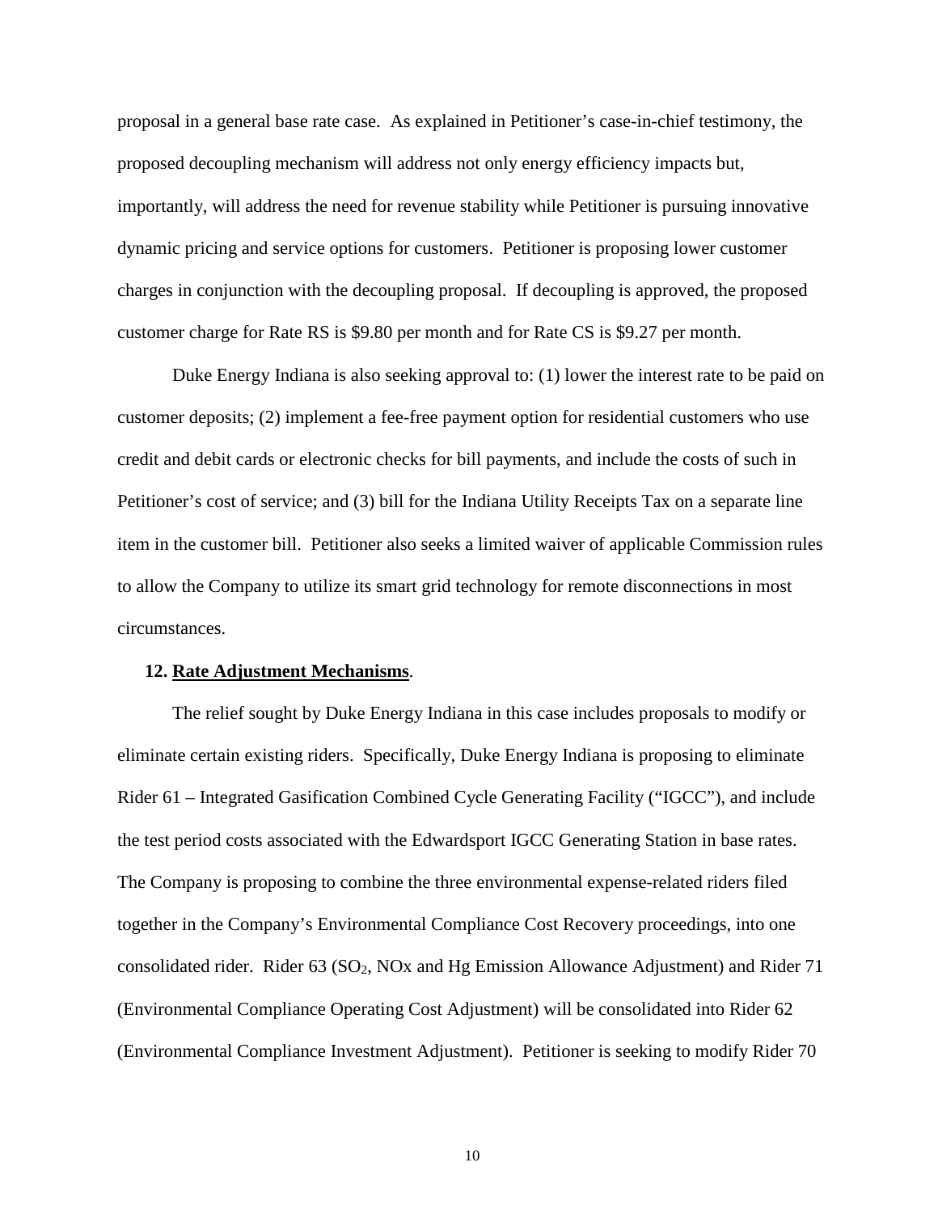proposal in a general base rate case. As explained in Petitioner's case-in-chief testimony, the proposed decoupling mechanism will address not only energy efficiency impacts but, importantly, will address the need for revenue stability while Petitioner is pursuing innovative dynamic pricing and service options for customers. Petitioner is proposing lower customer charges in conjunction with the decoupling proposal. If decoupling is approved, the proposed customer charge for Rate RS is $9.80 per month and for Rate CS is $9.27 per month.

Duke Energy Indiana is also seeking approval to: (1) lower the interest rate to be paid on customer deposits; (2) implement a fee-free payment option for residential customers who use credit and debit cards or electronic checks for bill payments, and include the costs of such in Petitioner's cost of service; and (3) bill for the Indiana Utility Receipts Tax on a separate line item in the customer bill. Petitioner also seeks a limited waiver of applicable Commission rules to allow the Company to utilize its smart grid technology for remote disconnections in most circumstances.

**12. Rate Adjustment Mechanisms**.

The relief sought by Duke Energy Indiana in this case includes proposals to modify or eliminate certain existing riders. Specifically, Duke Energy Indiana is proposing to eliminate Rider 61 – Integrated Gasification Combined Cycle Generating Facility ("IGCC"), and include the test period costs associated with the Edwardsport IGCC Generating Station in base rates. The Company is proposing to combine the three environmental expense-related riders filed together in the Company's Environmental Compliance Cost Recovery proceedings, into one consolidated rider. Rider 63 ($SO_2$, NOx and Hg Emission Allowance Adjustment) and Rider 71 (Environmental Compliance Operating Cost Adjustment) will be consolidated into Rider 62 (Environmental Compliance Investment Adjustment). Petitioner is seeking to modify Rider 70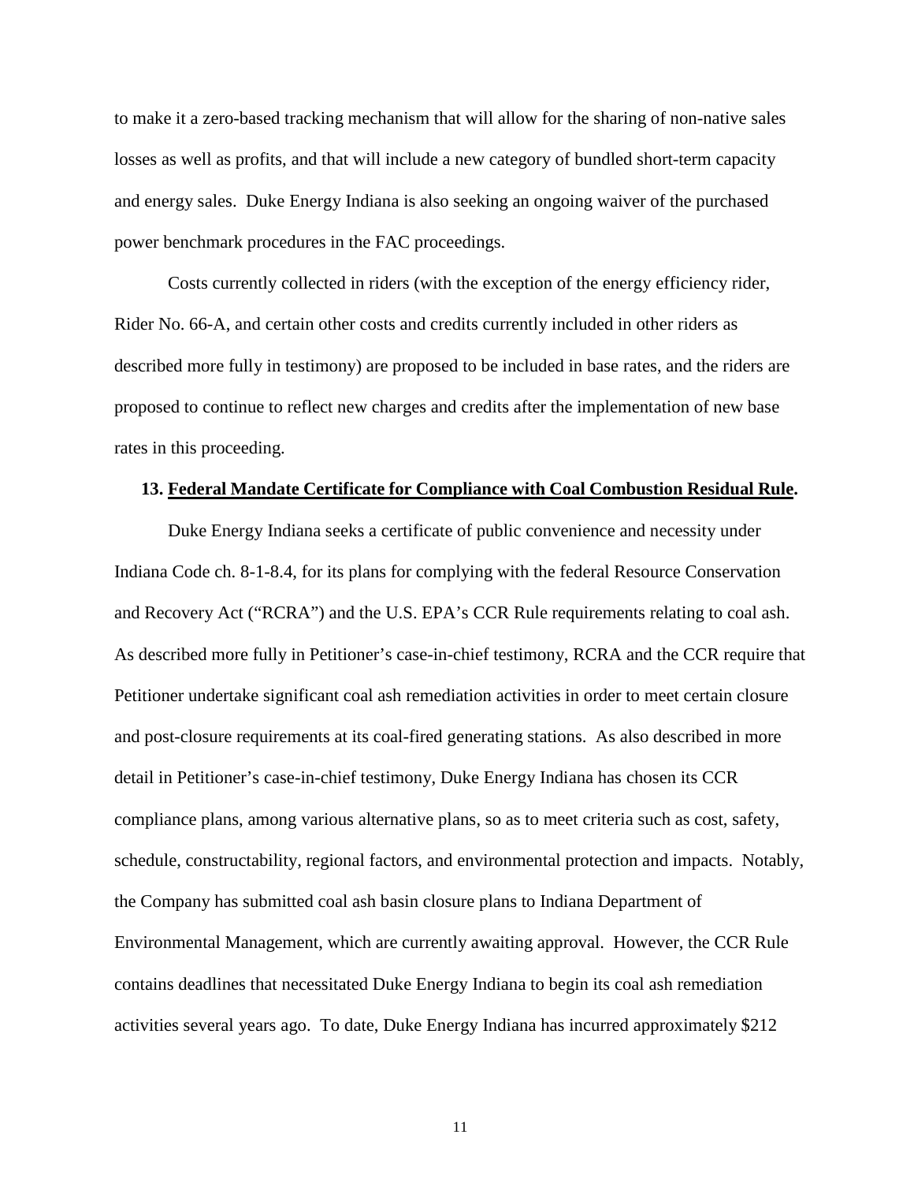to make it a zero-based tracking mechanism that will allow for the sharing of non-native sales losses as well as profits, and that will include a new category of bundled short-term capacity and energy sales. Duke Energy Indiana is also seeking an ongoing waiver of the purchased power benchmark procedures in the FAC proceedings.

Costs currently collected in riders (with the exception of the energy efficiency rider, Rider No. 66-A, and certain other costs and credits currently included in other riders as described more fully in testimony) are proposed to be included in base rates, and the riders are proposed to continue to reflect new charges and credits after the implementation of new base rates in this proceeding.

**13. Federal Mandate Certificate for Compliance with Coal Combustion Residual Rule.**

Duke Energy Indiana seeks a certificate of public convenience and necessity under Indiana Code ch. 8-1-8.4, for its plans for complying with the federal Resource Conservation and Recovery Act ("RCRA") and the U.S. EPA's CCR Rule requirements relating to coal ash. As described more fully in Petitioner's case-in-chief testimony, RCRA and the CCR require that Petitioner undertake significant coal ash remediation activities in order to meet certain closure and post-closure requirements at its coal-fired generating stations. As also described in more detail in Petitioner's case-in-chief testimony, Duke Energy Indiana has chosen its CCR compliance plans, among various alternative plans, so as to meet criteria such as cost, safety, schedule, constructability, regional factors, and environmental protection and impacts. Notably, the Company has submitted coal ash basin closure plans to Indiana Department of Environmental Management, which are currently awaiting approval. However, the CCR Rule contains deadlines that necessitated Duke Energy Indiana to begin its coal ash remediation activities several years ago. To date, Duke Energy Indiana has incurred approximately $212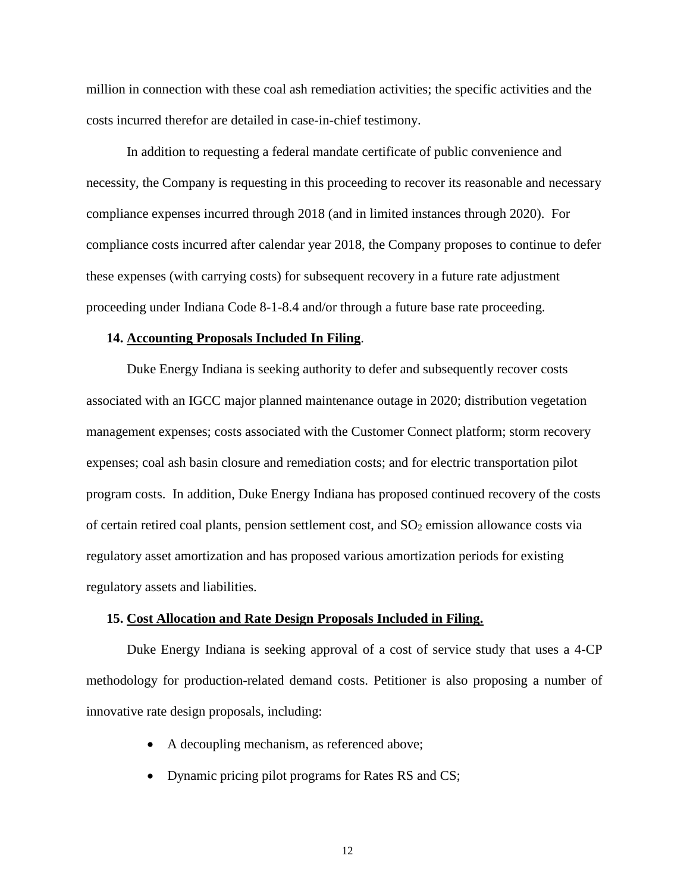million in connection with these coal ash remediation activities; the specific activities and the costs incurred therefor are detailed in case-in-chief testimony.

In addition to requesting a federal mandate certificate of public convenience and necessity, the Company is requesting in this proceeding to recover its reasonable and necessary compliance expenses incurred through 2018 (and in limited instances through 2020). For compliance costs incurred after calendar year 2018, the Company proposes to continue to defer these expenses (with carrying costs) for subsequent recovery in a future rate adjustment proceeding under Indiana Code 8-1-8.4 and/or through a future base rate proceeding.

**14. <u>Accounting Proposals Included In Filing</u>.**

Duke Energy Indiana is seeking authority to defer and subsequently recover costs associated with an IGCC major planned maintenance outage in 2020; distribution vegetation management expenses; costs associated with the Customer Connect platform; storm recovery expenses; coal ash basin closure and remediation costs; and for electric transportation pilot program costs. In addition, Duke Energy Indiana has proposed continued recovery of the costs of certain retired coal plants, pension settlement cost, and $SO_2$ emission allowance costs via regulatory asset amortization and has proposed various amortization periods for existing regulatory assets and liabilities.

**15. <u>Cost Allocation and Rate Design Proposals Included in Filing.</u>**

Duke Energy Indiana is seeking approval of a cost of service study that uses a 4-CP methodology for production-related demand costs. Petitioner is also proposing a number of innovative rate design proposals, including:

- A decoupling mechanism, as referenced above;
- Dynamic pricing pilot programs for Rates RS and CS;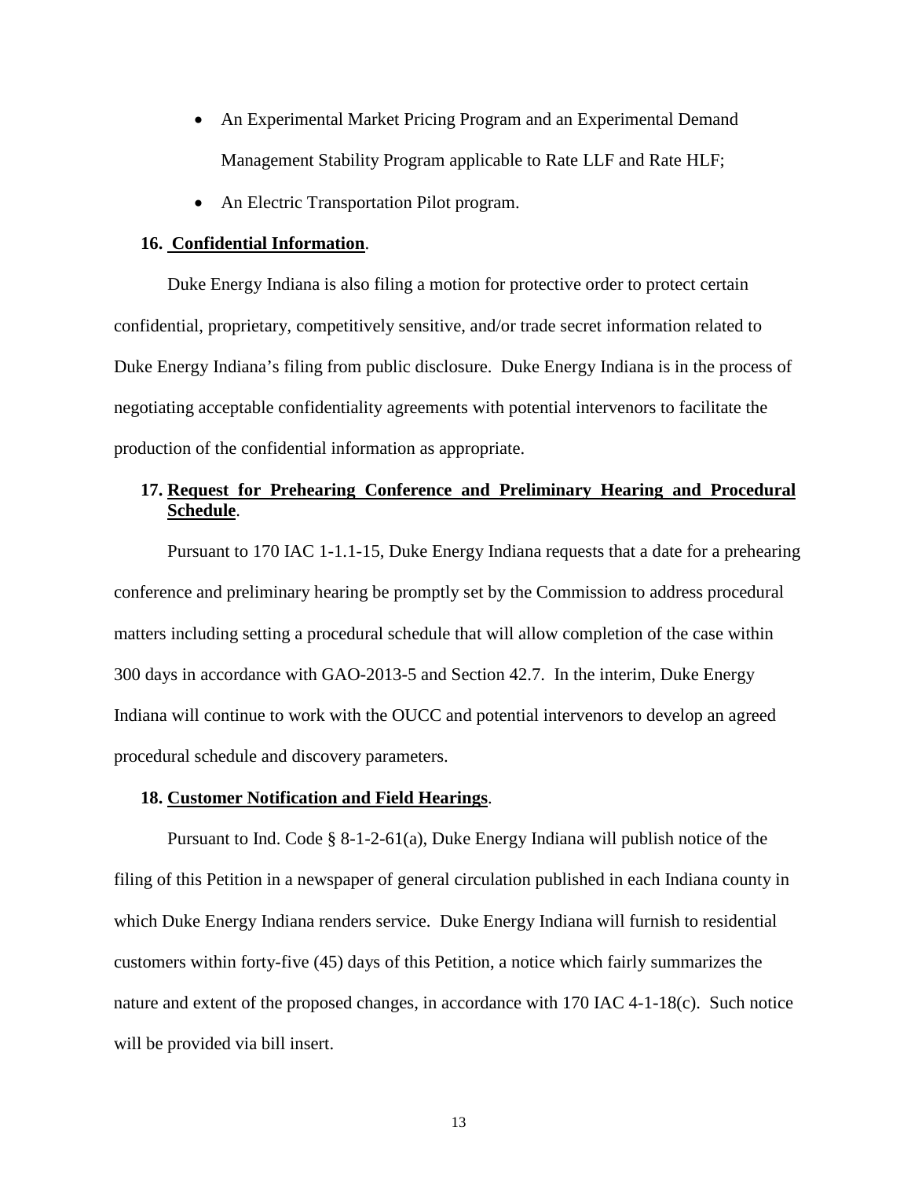- An Experimental Market Pricing Program and an Experimental Demand Management Stability Program applicable to Rate LLF and Rate HLF;
- An Electric Transportation Pilot program.

**16. Confidential Information**.

Duke Energy Indiana is also filing a motion for protective order to protect certain confidential, proprietary, competitively sensitive, and/or trade secret information related to Duke Energy Indiana's filing from public disclosure. Duke Energy Indiana is in the process of negotiating acceptable confidentiality agreements with potential intervenors to facilitate the production of the confidential information as appropriate.

**17. Request for Prehearing Conference and Preliminary Hearing and Procedural Schedule**.

Pursuant to 170 IAC 1-1.1-15, Duke Energy Indiana requests that a date for a prehearing conference and preliminary hearing be promptly set by the Commission to address procedural matters including setting a procedural schedule that will allow completion of the case within 300 days in accordance with GAO-2013-5 and Section 42.7. In the interim, Duke Energy Indiana will continue to work with the OUCC and potential intervenors to develop an agreed procedural schedule and discovery parameters.

**18. Customer Notification and Field Hearings**.

Pursuant to Ind. Code § 8-1-2-61(a), Duke Energy Indiana will publish notice of the filing of this Petition in a newspaper of general circulation published in each Indiana county in which Duke Energy Indiana renders service. Duke Energy Indiana will furnish to residential customers within forty-five (45) days of this Petition, a notice which fairly summarizes the nature and extent of the proposed changes, in accordance with 170 IAC 4-1-18(c). Such notice will be provided via bill insert.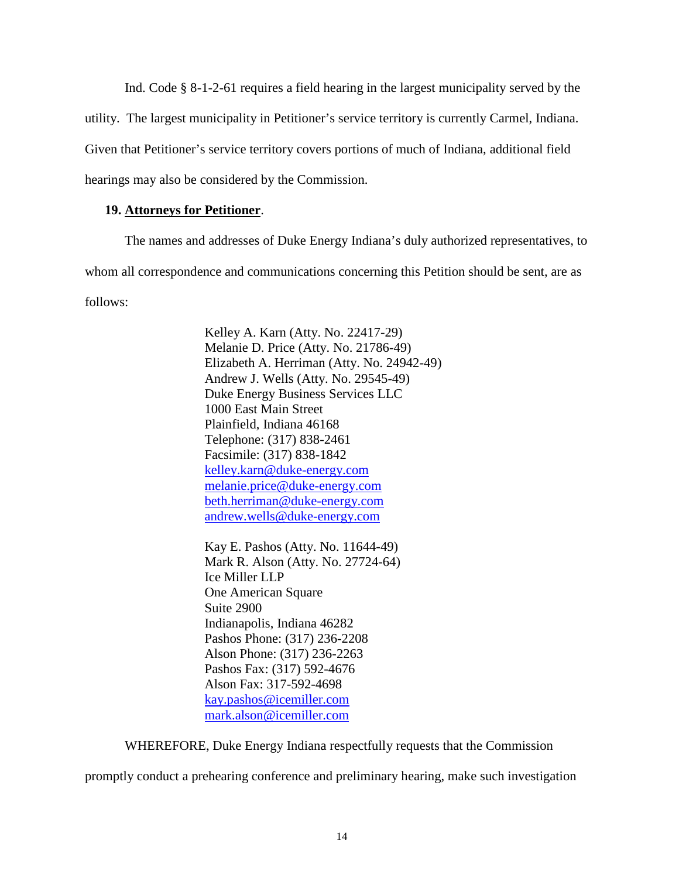Ind. Code § 8-1-2-61 requires a field hearing in the largest municipality served by the utility. The largest municipality in Petitioner's service territory is currently Carmel, Indiana. Given that Petitioner's service territory covers portions of much of Indiana, additional field hearings may also be considered by the Commission.

**19. <u>Attorneys for Petitioner</u>.**

The names and addresses of Duke Energy Indiana's duly authorized representatives, to whom all correspondence and communications concerning this Petition should be sent, are as follows:

> Kelley A. Karn (Atty. No. 22417-29)
> Melanie D. Price (Atty. No. 21786-49)
> Elizabeth A. Herriman (Atty. No. 24942-49)
> Andrew J. Wells (Atty. No. 29545-49)
> Duke Energy Business Services LLC
> 1000 East Main Street
> Plainfield, Indiana 46168
> Telephone: (317) 838-2461
> Facsimile: (317) 838-1842
> kelley.karn@duke-energy.com
> melanie.price@duke-energy.com
> beth.herriman@duke-energy.com
> andrew.wells@duke-energy.com
>
> Kay E. Pashos (Atty. No. 11644-49)
> Mark R. Alson (Atty. No. 27724-64)
> Ice Miller LLP
> One American Square
> Suite 2900
> Indianapolis, Indiana 46282
> Pashos Phone: (317) 236-2208
> Alson Phone: (317) 236-2263
> Pashos Fax: (317) 592-4676
> Alson Fax: 317-592-4698
> kay.pashos@icemiller.com
> mark.alson@icemiller.com

WHEREFORE, Duke Energy Indiana respectfully requests that the Commission promptly conduct a prehearing conference and preliminary hearing, make such investigation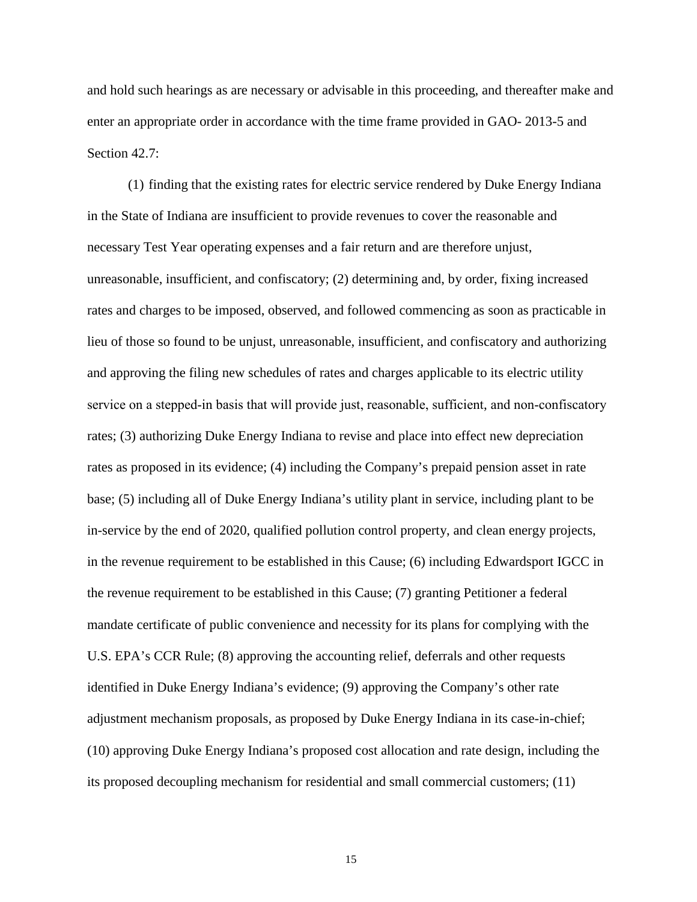and hold such hearings as are necessary or advisable in this proceeding, and thereafter make and enter an appropriate order in accordance with the time frame provided in GAO- 2013-5 and Section 42.7:

(1) finding that the existing rates for electric service rendered by Duke Energy Indiana in the State of Indiana are insufficient to provide revenues to cover the reasonable and necessary Test Year operating expenses and a fair return and are therefore unjust, unreasonable, insufficient, and confiscatory; (2) determining and, by order, fixing increased rates and charges to be imposed, observed, and followed commencing as soon as practicable in lieu of those so found to be unjust, unreasonable, insufficient, and confiscatory and authorizing and approving the filing new schedules of rates and charges applicable to its electric utility service on a stepped-in basis that will provide just, reasonable, sufficient, and non-confiscatory rates; (3) authorizing Duke Energy Indiana to revise and place into effect new depreciation rates as proposed in its evidence; (4) including the Company's prepaid pension asset in rate base; (5) including all of Duke Energy Indiana's utility plant in service, including plant to be in-service by the end of 2020, qualified pollution control property, and clean energy projects, in the revenue requirement to be established in this Cause; (6) including Edwardsport IGCC in the revenue requirement to be established in this Cause; (7) granting Petitioner a federal mandate certificate of public convenience and necessity for its plans for complying with the U.S. EPA's CCR Rule; (8) approving the accounting relief, deferrals and other requests identified in Duke Energy Indiana's evidence; (9) approving the Company's other rate adjustment mechanism proposals, as proposed by Duke Energy Indiana in its case-in-chief; (10) approving Duke Energy Indiana's proposed cost allocation and rate design, including the its proposed decoupling mechanism for residential and small commercial customers; (11)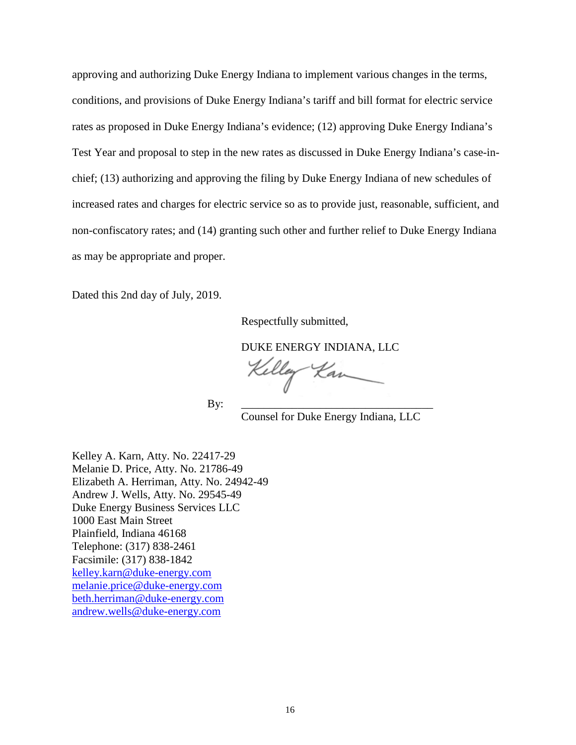approving and authorizing Duke Energy Indiana to implement various changes in the terms, conditions, and provisions of Duke Energy Indiana's tariff and bill format for electric service rates as proposed in Duke Energy Indiana's evidence; (12) approving Duke Energy Indiana's Test Year and proposal to step in the new rates as discussed in Duke Energy Indiana's case-in-chief; (13) authorizing and approving the filing by Duke Energy Indiana of new schedules of increased rates and charges for electric service so as to provide just, reasonable, sufficient, and non-confiscatory rates; and (14) granting such other and further relief to Duke Energy Indiana as may be appropriate and proper.

Dated this 2nd day of July, 2019.

Respectfully submitted,

DUKE ENERGY INDIANA, LLC

By: ________________________________
Counsel for Duke Energy Indiana, LLC

Kelley A. Karn, Atty. No. 22417-29
Melanie D. Price, Atty. No. 21786-49
Elizabeth A. Herriman, Atty. No. 24942-49
Andrew J. Wells, Atty. No. 29545-49
Duke Energy Business Services LLC
1000 East Main Street
Plainfield, Indiana 46168
Telephone: (317) 838-2461
Facsimile: (317) 838-1842
kelley.karn@duke-energy.com
melanie.price@duke-energy.com
beth.herriman@duke-energy.com
andrew.wells@duke-energy.com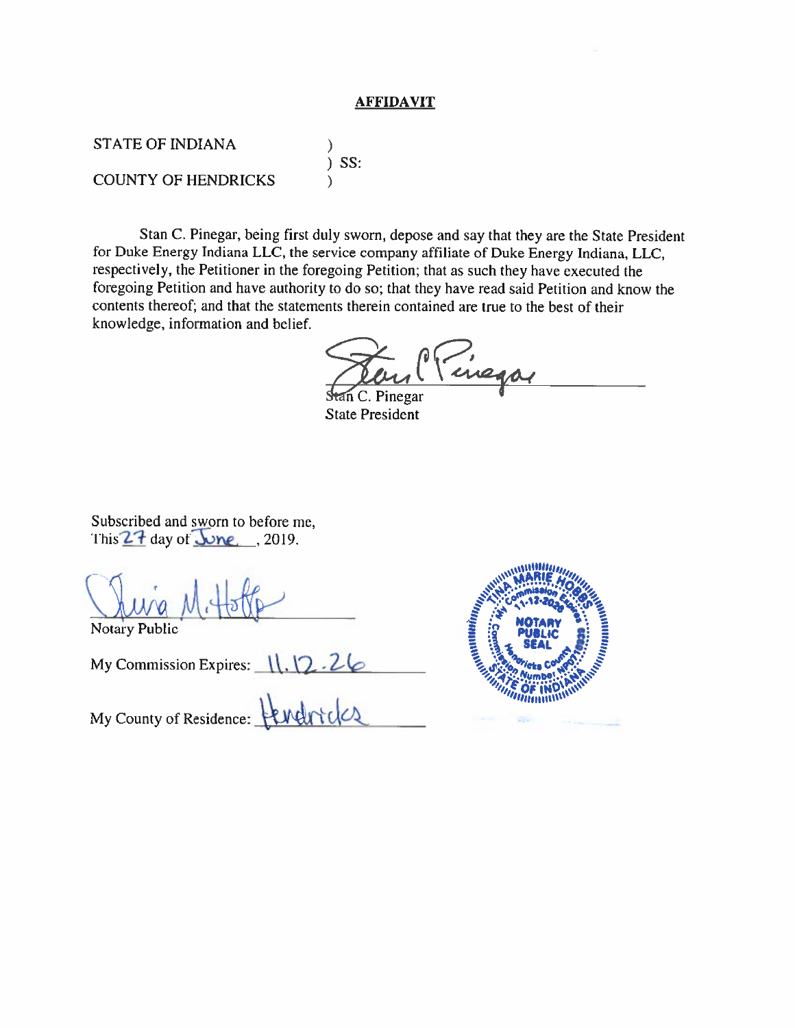**AFFIDAVIT**

STATE OF INDIANA )
) SS:
COUNTY OF HENDRICKS )

Stan C. Pinegar, being first duly sworn, depose and say that they are the State President for Duke Energy Indiana LLC, the service company affiliate of Duke Energy Indiana, LLC, respectively, the Petitioner in the foregoing Petition; that as such they have executed the foregoing Petition and have authority to do so; that they have read said Petition and know the contents thereof; and that the statements therein contained are true to the best of their knowledge, information and belief.

Stan C. Pinegar
State President

Subscribed and sworn to before me,
This 27 day of June, 2019.

Notary Public

My Commission Expires: 11.12.26

My County of Residence: Hendricks

TINA MARIE HOBBS
My Commission Expires 11-12-2026
NOTARY PUBLIC SEAL
Hendricks County
Commission Number NP0718038
STATE OF INDIANA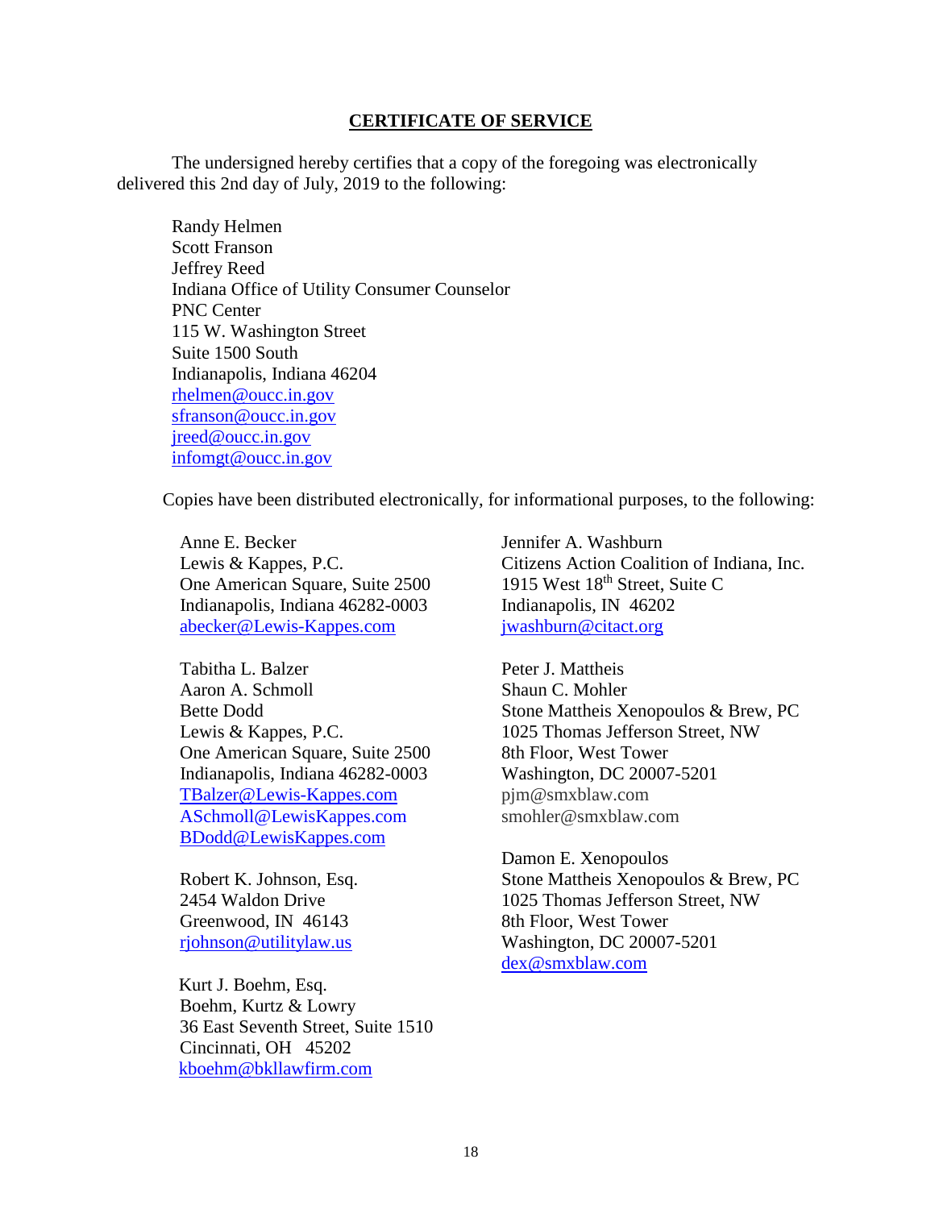## CERTIFICATE OF SERVICE

The undersigned hereby certifies that a copy of the foregoing was electronically delivered this 2nd day of July, 2019 to the following:

Randy Helmen
Scott Franson
Jeffrey Reed
Indiana Office of Utility Consumer Counselor
PNC Center
115 W. Washington Street
Suite 1500 South
Indianapolis, Indiana 46204
rhelmen@oucc.in.gov
sfranson@oucc.in.gov
jreed@oucc.in.gov
infomgt@oucc.in.gov

Copies have been distributed electronically, for informational purposes, to the following:

Anne E. Becker
Lewis & Kappes, P.C.
One American Square, Suite 2500
Indianapolis, Indiana 46282-0003
abecker@Lewis-Kappes.com

Tabitha L. Balzer
Aaron A. Schmoll
Bette Dodd
Lewis & Kappes, P.C.
One American Square, Suite 2500
Indianapolis, Indiana 46282-0003
TBalzer@Lewis-Kappes.com
ASchmoll@LewisKappes.com
BDodd@LewisKappes.com

Robert K. Johnson, Esq.
2454 Waldon Drive
Greenwood, IN 46143
rjohnson@utilitylaw.us

Kurt J. Boehm, Esq.
Boehm, Kurtz & Lowry
36 East Seventh Street, Suite 1510
Cincinnati, OH 45202
kboehm@bkllawfirm.com

Jennifer A. Washburn
Citizens Action Coalition of Indiana, Inc.
1915 West 18th Street, Suite C
Indianapolis, IN 46202
jwashburn@citact.org

Peter J. Mattheis
Shaun C. Mohler
Stone Mattheis Xenopoulos & Brew, PC
1025 Thomas Jefferson Street, NW
8th Floor, West Tower
Washington, DC 20007-5201
pjm@smxblaw.com
smohler@smxblaw.com

Damon E. Xenopoulos
Stone Mattheis Xenopoulos & Brew, PC
1025 Thomas Jefferson Street, NW
8th Floor, West Tower
Washington, DC 20007-5201
dex@smxblaw.com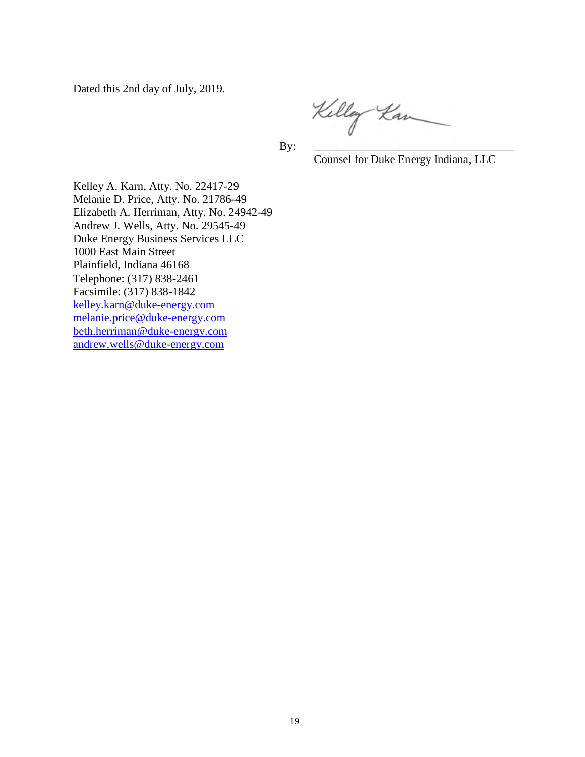Dated this 2nd day of July, 2019.

By: \_\_\_\_\_\_\_\_\_\_\_\_\_\_\_\_\_\_\_\_\_\_\_\_\_\_\_\_\_\_\_\_\_\_\_\_
Counsel for Duke Energy Indiana, LLC

Kelley A. Karn, Atty. No. 22417-29
Melanie D. Price, Atty. No. 21786-49
Elizabeth A. Herriman, Atty. No. 24942-49
Andrew J. Wells, Atty. No. 29545-49
Duke Energy Business Services LLC
1000 East Main Street
Plainfield, Indiana 46168
Telephone: (317) 838-2461
Facsimile: (317) 838-1842
kelley.karn@duke-energy.com
melanie.price@duke-energy.com
beth.herriman@duke-energy.com
andrew.wells@duke-energy.com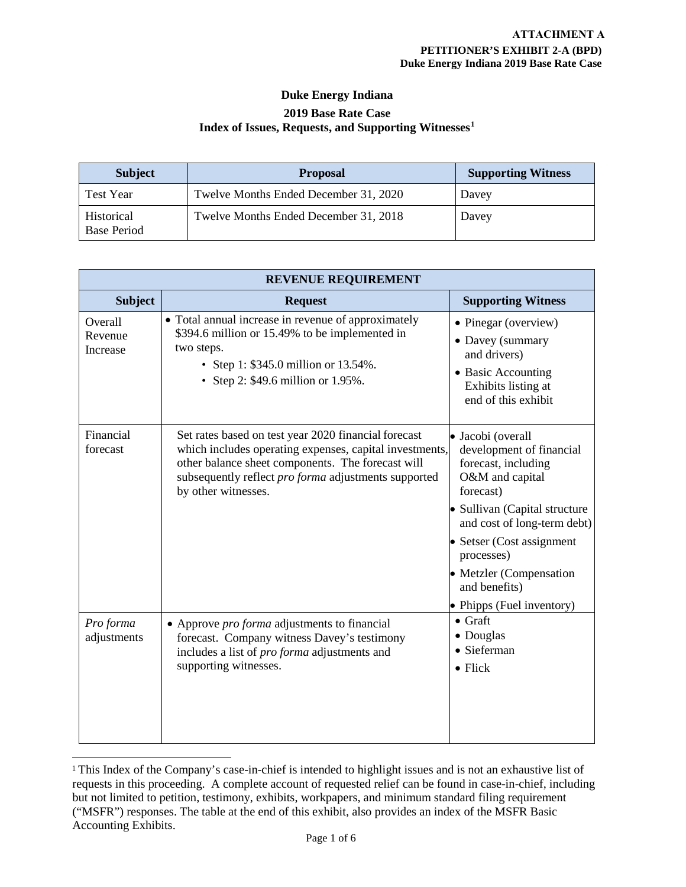ATTACHMENT A

PETITIONER'S EXHIBIT 2-A (BPD)

Duke Energy Indiana 2019 Base Rate Case

## Duke Energy Indiana

### 2019 Base Rate Case

### Index of Issues, Requests, and Supporting Witnesses[1]

| Subject | Proposal | Supporting Witness |
|---|---|---|
| Test Year | Twelve Months Ended December 31, 2020 | Davey |
| Historical Base Period | Twelve Months Ended December 31, 2018 | Davey |

| REVENUE REQUIREMENT | | |
|---|---|---|
| **Subject** | **Request** | **Supporting Witness** |
| Overall Revenue Increase | • Total annual increase in revenue of approximately $394.6 million or 15.49% to be implemented in two steps.<br>• Step 1: $345.0 million or 13.54%.<br>• Step 2: $49.6 million or 1.95%. | • Pinegar (overview)<br>• Davey (summary and drivers)<br>• Basic Accounting Exhibits listing at end of this exhibit |
| Financial forecast | Set rates based on test year 2020 financial forecast which includes operating expenses, capital investments, other balance sheet components. The forecast will subsequently reflect *pro forma* adjustments supported by other witnesses. | • Jacobi (overall development of financial forecast, including O&M and capital forecast)<br>• Sullivan (Capital structure and cost of long-term debt)<br>• Setser (Cost assignment processes)<br>• Metzler (Compensation and benefits)<br>• Phipps (Fuel inventory) |
| *Pro forma* adjustments | • Approve *pro forma* adjustments to financial forecast. Company witness Davey's testimony includes a list of *pro forma* adjustments and supporting witnesses. | • Graft<br>• Douglas<br>• Sieferman<br>• Flick |

[1] This Index of the Company's case-in-chief is intended to highlight issues and is not an exhaustive list of requests in this proceeding. A complete account of requested relief can be found in case-in-chief, including but not limited to petition, testimony, exhibits, workpapers, and minimum standard filing requirement ("MSFR") responses. The table at the end of this exhibit, also provides an index of the MSFR Basic Accounting Exhibits.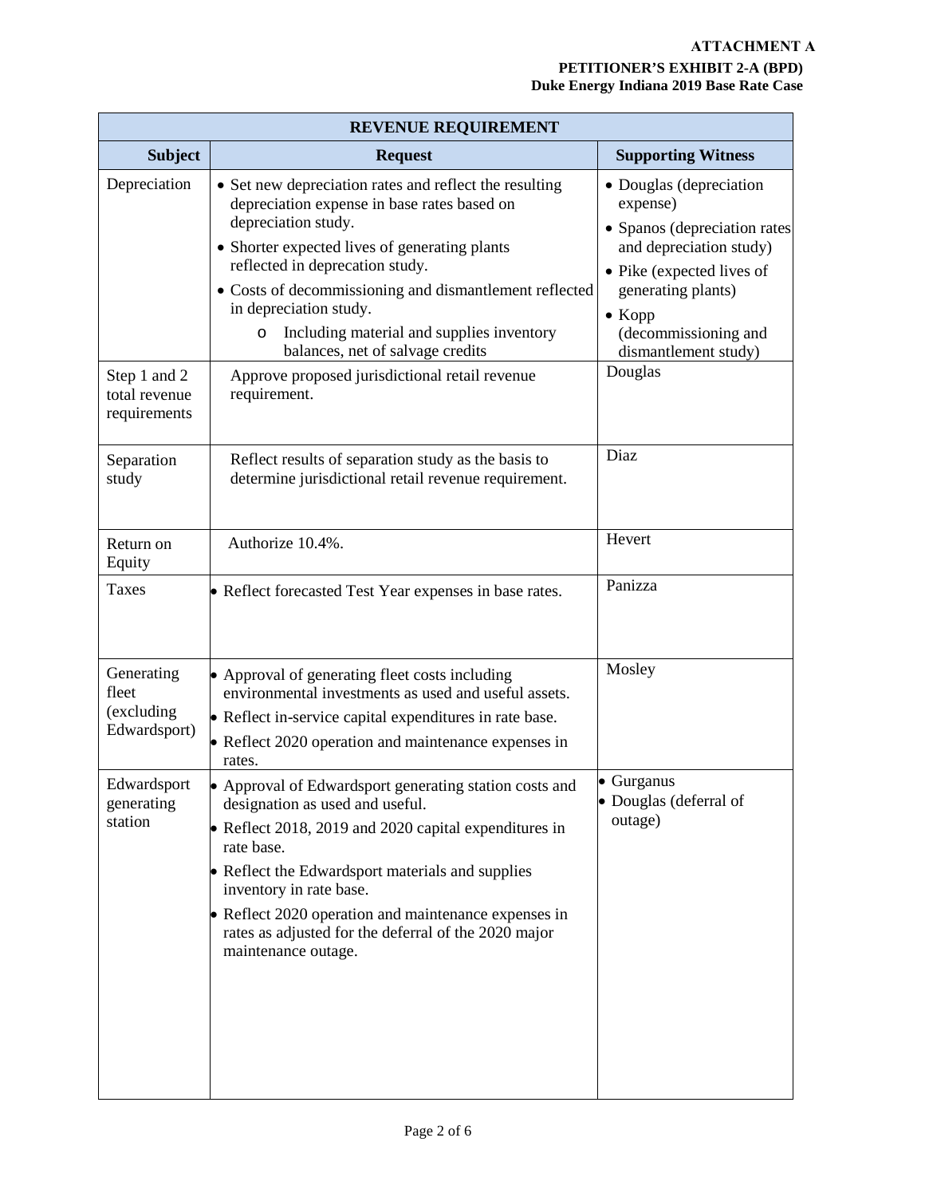**ATTACHMENT A**

**PETITIONER'S EXHIBIT 2-A (BPD)**
**Duke Energy Indiana 2019 Base Rate Case**

| REVENUE REQUIREMENT | | |
|---|---|---|
| **Subject** | **Request** | **Supporting Witness** |
| Depreciation | • Set new depreciation rates and reflect the resulting depreciation expense in base rates based on depreciation study.<br>• Shorter expected lives of generating plants reflected in deprecation study.<br>• Costs of decommissioning and dismantlement reflected in depreciation study.<br>&nbsp;&nbsp;&nbsp;&nbsp;o Including material and supplies inventory balances, net of salvage credits | • Douglas (depreciation expense)<br>• Spanos (depreciation rates and depreciation study)<br>• Pike (expected lives of generating plants)<br>• Kopp (decommissioning and dismantlement study) |
| Step 1 and 2 total revenue requirements | Approve proposed jurisdictional retail revenue requirement. | Douglas |
| Separation study | Reflect results of separation study as the basis to determine jurisdictional retail revenue requirement. | Diaz |
| Return on Equity | Authorize 10.4%. | Hevert |
| Taxes | • Reflect forecasted Test Year expenses in base rates. | Panizza |
| Generating fleet (excluding Edwardsport) | • Approval of generating fleet costs including environmental investments as used and useful assets.<br>• Reflect in-service capital expenditures in rate base.<br>• Reflect 2020 operation and maintenance expenses in rates. | Mosley |
| Edwardsport generating station | • Approval of Edwardsport generating station costs and designation as used and useful.<br>• Reflect 2018, 2019 and 2020 capital expenditures in rate base.<br>• Reflect the Edwardsport materials and supplies inventory in rate base.<br>• Reflect 2020 operation and maintenance expenses in rates as adjusted for the deferral of the 2020 major maintenance outage. | • Gurganus<br>• Douglas (deferral of outage) |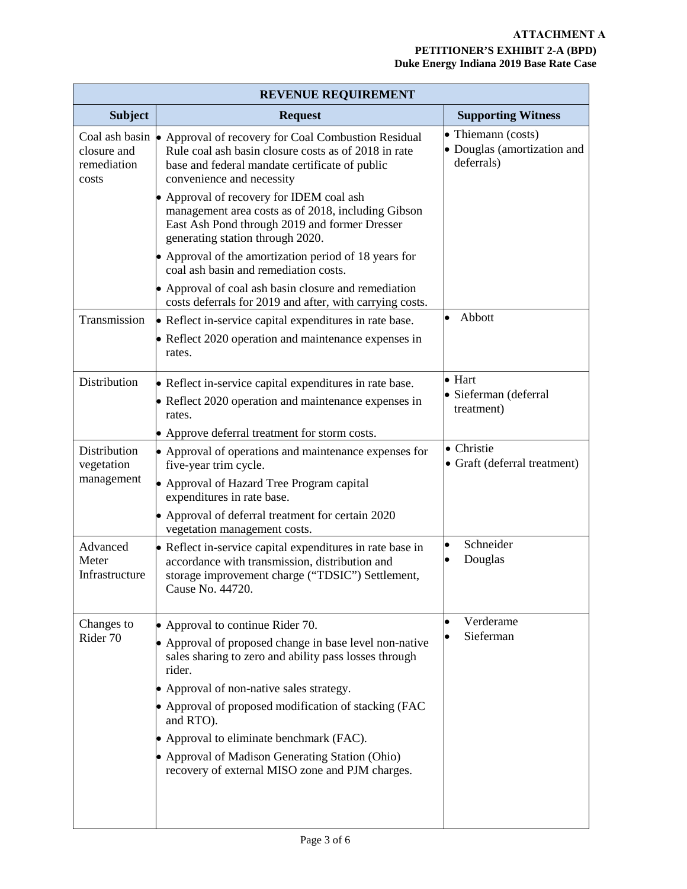**ATTACHMENT A**

**PETITIONER'S EXHIBIT 2-A (BPD)**

**Duke Energy Indiana 2019 Base Rate Case**

| **REVENUE REQUIREMENT** | | |
|---|---|---|
| **Subject** | **Request** | **Supporting Witness** |
| Coal ash basin closure and remediation costs | • Approval of recovery for Coal Combustion Residual Rule coal ash basin closure costs as of 2018 in rate base and federal mandate certificate of public convenience and necessity<br>• Approval of recovery for IDEM coal ash management area costs as of 2018, including Gibson East Ash Pond through 2019 and former Dresser generating station through 2020.<br>• Approval of the amortization period of 18 years for coal ash basin and remediation costs.<br>• Approval of coal ash basin closure and remediation costs deferrals for 2019 and after, with carrying costs. | • Thiemann (costs)<br>• Douglas (amortization and deferrals) |
| Transmission | • Reflect in-service capital expenditures in rate base.<br>• Reflect 2020 operation and maintenance expenses in rates. | • Abbott |
| Distribution | • Reflect in-service capital expenditures in rate base.<br>• Reflect 2020 operation and maintenance expenses in rates.<br>• Approve deferral treatment for storm costs. | • Hart<br>• Sieferman (deferral treatment) |
| Distribution vegetation management | • Approval of operations and maintenance expenses for five-year trim cycle.<br>• Approval of Hazard Tree Program capital expenditures in rate base.<br>• Approval of deferral treatment for certain 2020 vegetation management costs. | • Christie<br>• Graft (deferral treatment) |
| Advanced Meter Infrastructure | • Reflect in-service capital expenditures in rate base in accordance with transmission, distribution and storage improvement charge ("TDSIC") Settlement, Cause No. 44720. | • Schneider<br>• Douglas |
| Changes to Rider 70 | • Approval to continue Rider 70.<br>• Approval of proposed change in base level non-native sales sharing to zero and ability pass losses through rider.<br>• Approval of non-native sales strategy.<br>• Approval of proposed modification of stacking (FAC and RTO).<br>• Approval to eliminate benchmark (FAC).<br>• Approval of Madison Generating Station (Ohio) recovery of external MISO zone and PJM charges. | • Verderame<br>• Sieferman |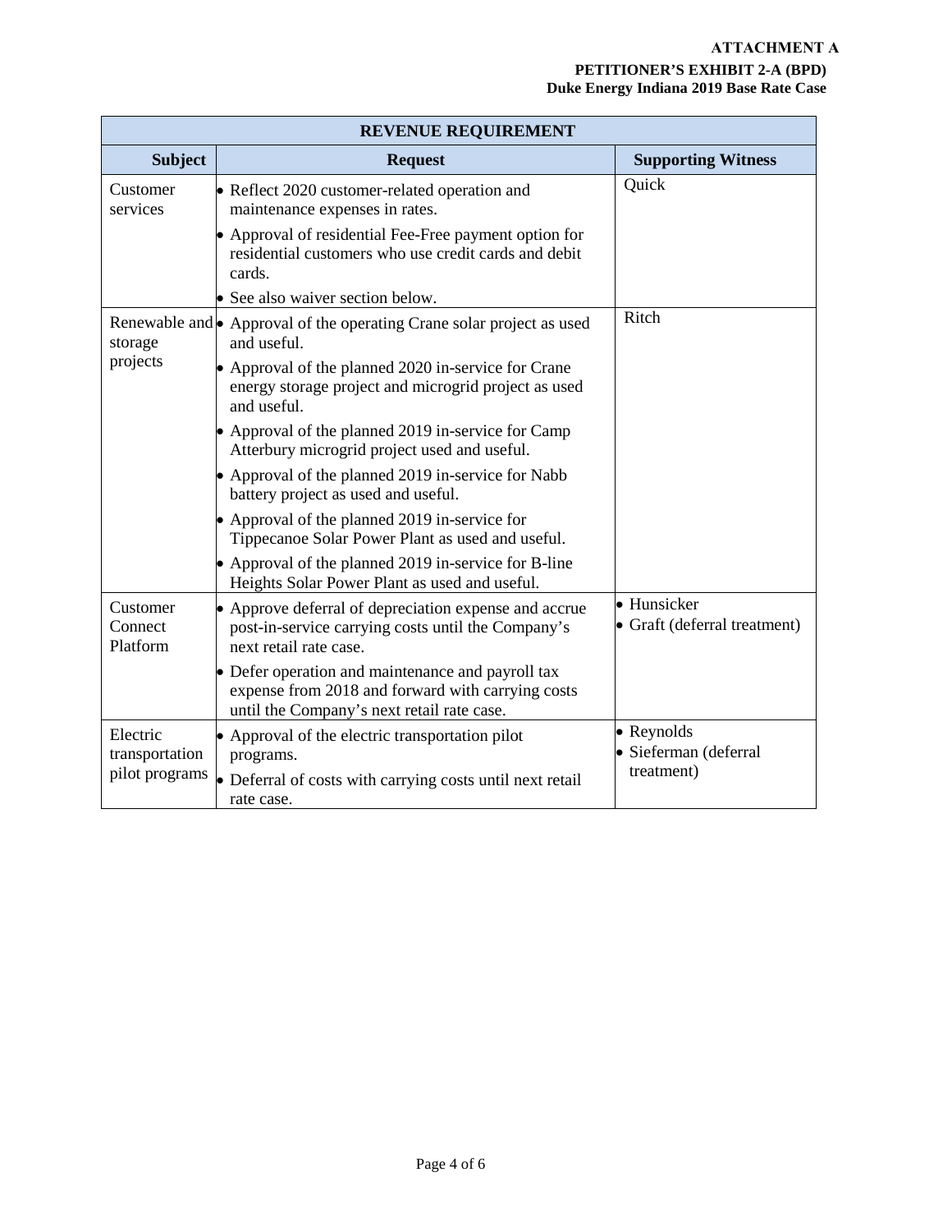**ATTACHMENT A**

**PETITIONER'S EXHIBIT 2-A (BPD)**

**Duke Energy Indiana 2019 Base Rate Case**

| **REVENUE REQUIREMENT** | | |
|---|---|---|
| **Subject** | **Request** | **Supporting Witness** |
| Customer services | • Reflect 2020 customer-related operation and maintenance expenses in rates.<br>• Approval of residential Fee-Free payment option for residential customers who use credit cards and debit cards.<br>• See also waiver section below. | Quick |
| Renewable and storage projects | • Approval of the operating Crane solar project as used and useful.<br>• Approval of the planned 2020 in-service for Crane energy storage project and microgrid project as used and useful.<br>• Approval of the planned 2019 in-service for Camp Atterbury microgrid project used and useful.<br>• Approval of the planned 2019 in-service for Nabb battery project as used and useful.<br>• Approval of the planned 2019 in-service for Tippecanoe Solar Power Plant as used and useful.<br>• Approval of the planned 2019 in-service for B-line Heights Solar Power Plant as used and useful. | Ritch |
| Customer Connect Platform | • Approve deferral of depreciation expense and accrue post-in-service carrying costs until the Company's next retail rate case.<br>• Defer operation and maintenance and payroll tax expense from 2018 and forward with carrying costs until the Company's next retail rate case. | • Hunsicker<br>• Graft (deferral treatment) |
| Electric transportation pilot programs | • Approval of the electric transportation pilot programs.<br>• Deferral of costs with carrying costs until next retail rate case. | • Reynolds<br>• Sieferman (deferral treatment) |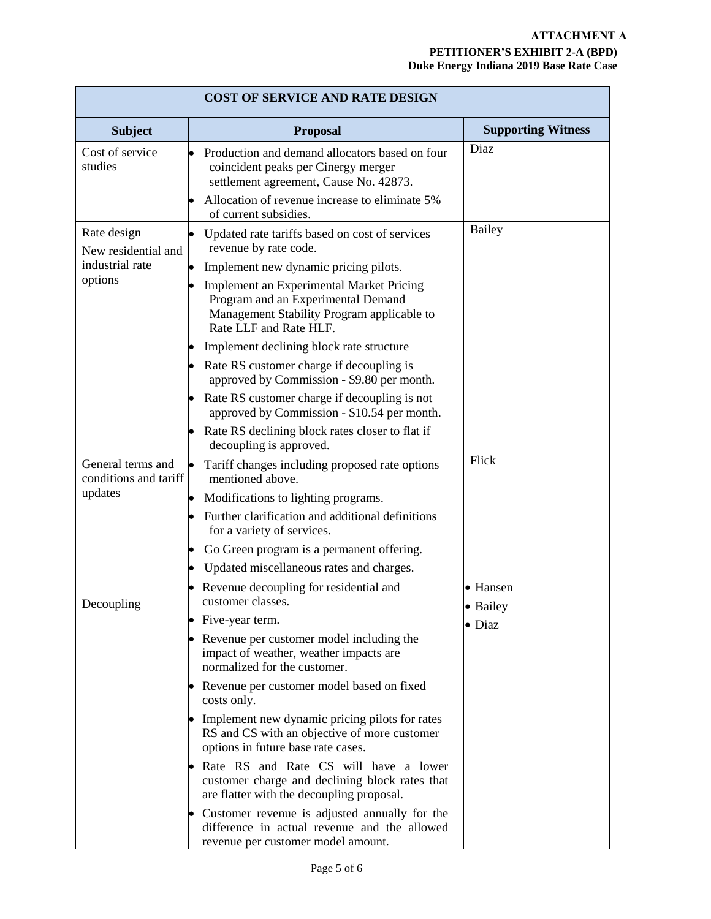**ATTACHMENT A**
**PETITIONER'S EXHIBIT 2-A (BPD)**
**Duke Energy Indiana 2019 Base Rate Case**

| COST OF SERVICE AND RATE DESIGN | | |
|---|---|---|
| **Subject** | **Proposal** | **Supporting Witness** |
| Cost of service studies | • Production and demand allocators based on four coincident peaks per Cinergy merger settlement agreement, Cause No. 42873.<br>• Allocation of revenue increase to eliminate 5% of current subsidies. | Diaz |
| Rate design<br>New residential and industrial rate options | • Updated rate tariffs based on cost of services revenue by rate code.<br>• Implement new dynamic pricing pilots.<br>• Implement an Experimental Market Pricing Program and an Experimental Demand Management Stability Program applicable to Rate LLF and Rate HLF.<br>• Implement declining block rate structure<br>• Rate RS customer charge if decoupling is approved by Commission - $9.80 per month.<br>• Rate RS customer charge if decoupling is not approved by Commission - $10.54 per month.<br>• Rate RS declining block rates closer to flat if decoupling is approved. | Bailey |
| General terms and conditions and tariff updates | • Tariff changes including proposed rate options mentioned above.<br>• Modifications to lighting programs.<br>• Further clarification and additional definitions for a variety of services.<br>• Go Green program is a permanent offering.<br>• Updated miscellaneous rates and charges. | Flick |
| Decoupling | • Revenue decoupling for residential and customer classes.<br>• Five-year term.<br>• Revenue per customer model including the impact of weather, weather impacts are normalized for the customer.<br>• Revenue per customer model based on fixed costs only.<br>• Implement new dynamic pricing pilots for rates RS and CS with an objective of more customer options in future base rate cases.<br>• Rate RS and Rate CS will have a lower customer charge and declining block rates that are flatter with the decoupling proposal.<br>• Customer revenue is adjusted annually for the difference in actual revenue and the allowed revenue per customer model amount. | • Hansen<br>• Bailey<br>• Diaz |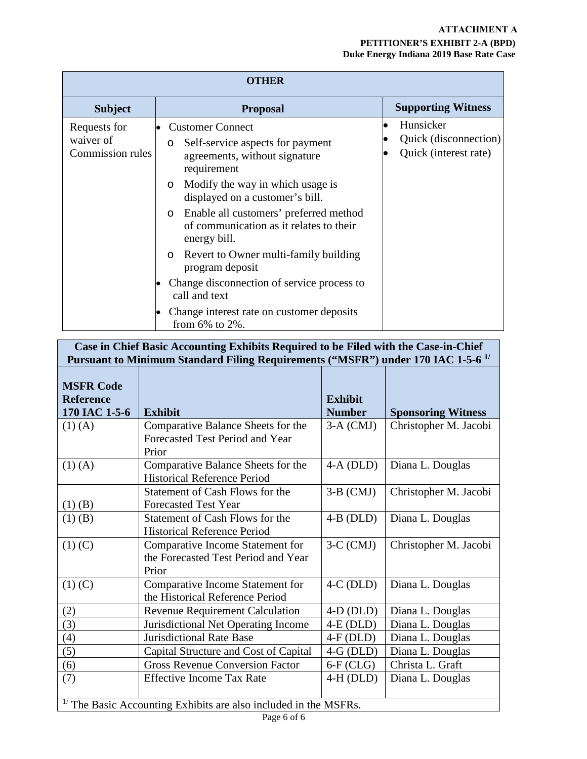**ATTACHMENT A**
**PETITIONER'S EXHIBIT 2-A (BPD)**
**Duke Energy Indiana 2019 Base Rate Case**

| OTHER | | |
|---|---|---|
| **Subject** | **Proposal** | **Supporting Witness** |
| Requests for waiver of Commission rules | • Customer Connect<br>o Self-service aspects for payment agreements, without signature requirement<br>o Modify the way in which usage is displayed on a customer's bill.<br>o Enable all customers' preferred method of communication as it relates to their energy bill.<br>o Revert to Owner multi-family building program deposit<br>• Change disconnection of service process to call and text<br>• Change interest rate on customer deposits from 6% to 2%. | • Hunsicker<br>• Quick (disconnection)<br>• Quick (interest rate) |

| Case in Chief Basic Accounting Exhibits Required to be Filed with the Case-in-Chief Pursuant to Minimum Standard Filing Requirements ("MSFR") under 170 IAC 1-5-6 [1/] | | | |
|---|---|---|---|
| **MSFR Code Reference 170 IAC 1-5-6** | **Exhibit** | **Exhibit Number** | **Sponsoring Witness** |
| (1) (A) | Comparative Balance Sheets for the Forecasted Test Period and Year Prior | 3-A (CMJ) | Christopher M. Jacobi |
| (1) (A) | Comparative Balance Sheets for the Historical Reference Period | 4-A (DLD) | Diana L. Douglas |
| (1) (B) | Statement of Cash Flows for the Forecasted Test Year | 3-B (CMJ) | Christopher M. Jacobi |
| (1) (B) | Statement of Cash Flows for the Historical Reference Period | 4-B (DLD) | Diana L. Douglas |
| (1) (C) | Comparative Income Statement for the Forecasted Test Period and Year Prior | 3-C (CMJ) | Christopher M. Jacobi |
| (1) (C) | Comparative Income Statement for the Historical Reference Period | 4-C (DLD) | Diana L. Douglas |
| (2) | Revenue Requirement Calculation | 4-D (DLD) | Diana L. Douglas |
| (3) | Jurisdictional Net Operating Income | 4-E (DLD) | Diana L. Douglas |
| (4) | Jurisdictional Rate Base | 4-F (DLD) | Diana L. Douglas |
| (5) | Capital Structure and Cost of Capital | 4-G (DLD) | Diana L. Douglas |
| (6) | Gross Revenue Conversion Factor | 6-F (CLG) | Christa L. Graft |
| (7) | Effective Income Tax Rate | 4-H (DLD) | Diana L. Douglas |

[1/] The Basic Accounting Exhibits are also included in the MSFRs.